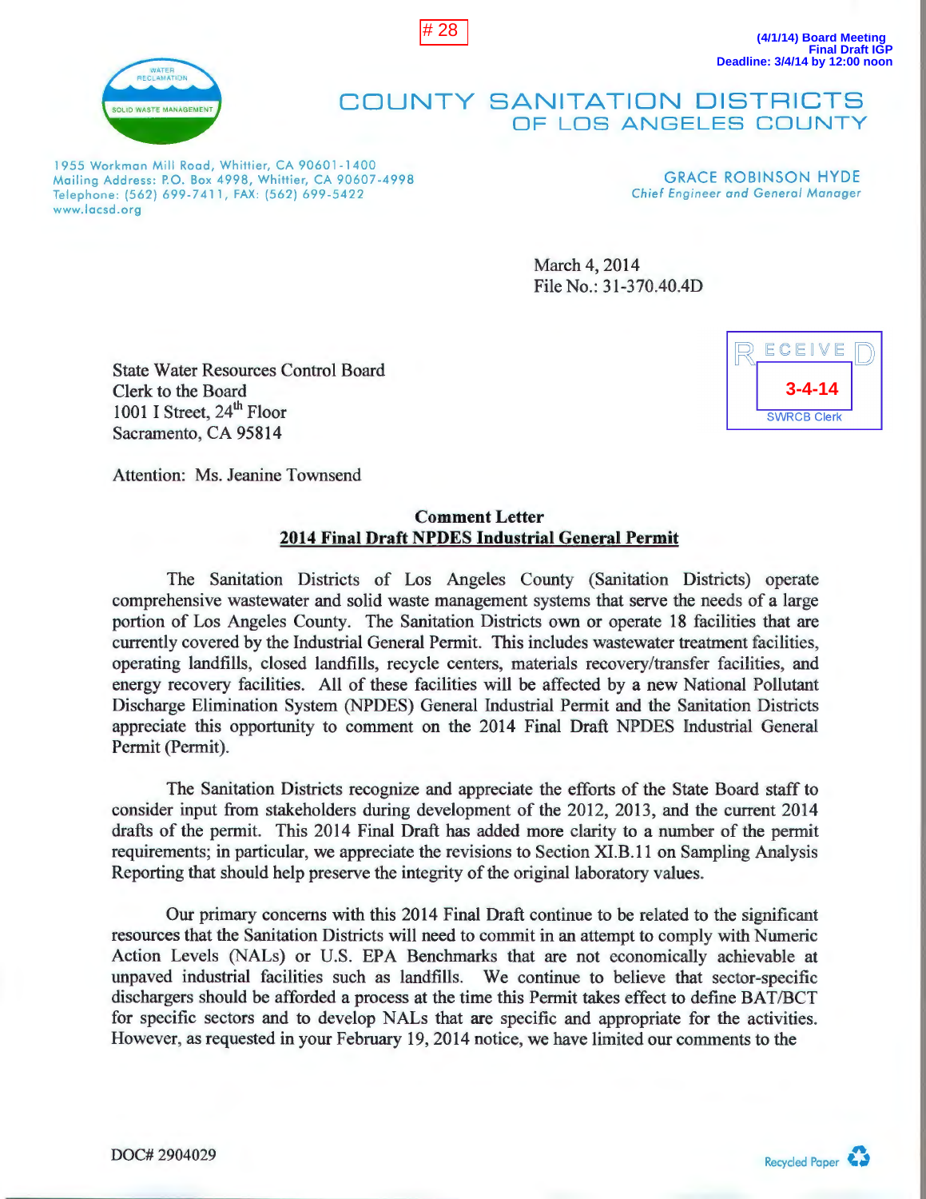# 28

**(4/1/14) Board Meeting**
**Final Draft IGP**
**Deadline: 3/4/14 by 12:00 noon**

WATER RECLAMATION
SOLID WASTE MANAGEMENT

# COUNTY SANITATION DISTRICTS
## OF LOS ANGELES COUNTY

1955 Workman Mill Road, Whittier, CA 90601-1400
Mailing Address: P.O. Box 4998, Whittier, CA 90607-4998
Telephone: (562) 699-7411, FAX: (562) 699-5422
www.lacsd.org

GRACE ROBINSON HYDE
*Chief Engineer and General Manager*

March 4, 2014
File No.: 31-370.40.4D

RECEIVED
3-4-14
SWRCB Clerk

State Water Resources Control Board
Clerk to the Board
1001 I Street, 24th Floor
Sacramento, CA 95814

Attention: Ms. Jeanine Townsend

**Comment Letter**
**2014 Final Draft NPDES Industrial General Permit**

The Sanitation Districts of Los Angeles County (Sanitation Districts) operate comprehensive wastewater and solid waste management systems that serve the needs of a large portion of Los Angeles County. The Sanitation Districts own or operate 18 facilities that are currently covered by the Industrial General Permit. This includes wastewater treatment facilities, operating landfills, closed landfills, recycle centers, materials recovery/transfer facilities, and energy recovery facilities. All of these facilities will be affected by a new National Pollutant Discharge Elimination System (NPDES) General Industrial Permit and the Sanitation Districts appreciate this opportunity to comment on the 2014 Final Draft NPDES Industrial General Permit (Permit).

The Sanitation Districts recognize and appreciate the efforts of the State Board staff to consider input from stakeholders during development of the 2012, 2013, and the current 2014 drafts of the permit. This 2014 Final Draft has added more clarity to a number of the permit requirements; in particular, we appreciate the revisions to Section XI.B.11 on Sampling Analysis Reporting that should help preserve the integrity of the original laboratory values.

Our primary concerns with this 2014 Final Draft continue to be related to the significant resources that the Sanitation Districts will need to commit in an attempt to comply with Numeric Action Levels (NALs) or U.S. EPA Benchmarks that are not economically achievable at unpaved industrial facilities such as landfills. We continue to believe that sector-specific dischargers should be afforded a process at the time this Permit takes effect to define BAT/BCT for specific sectors and to develop NALs that are specific and appropriate for the activities. However, as requested in your February 19, 2014 notice, we have limited our comments to the

DOC# 2904029

Recycled Paper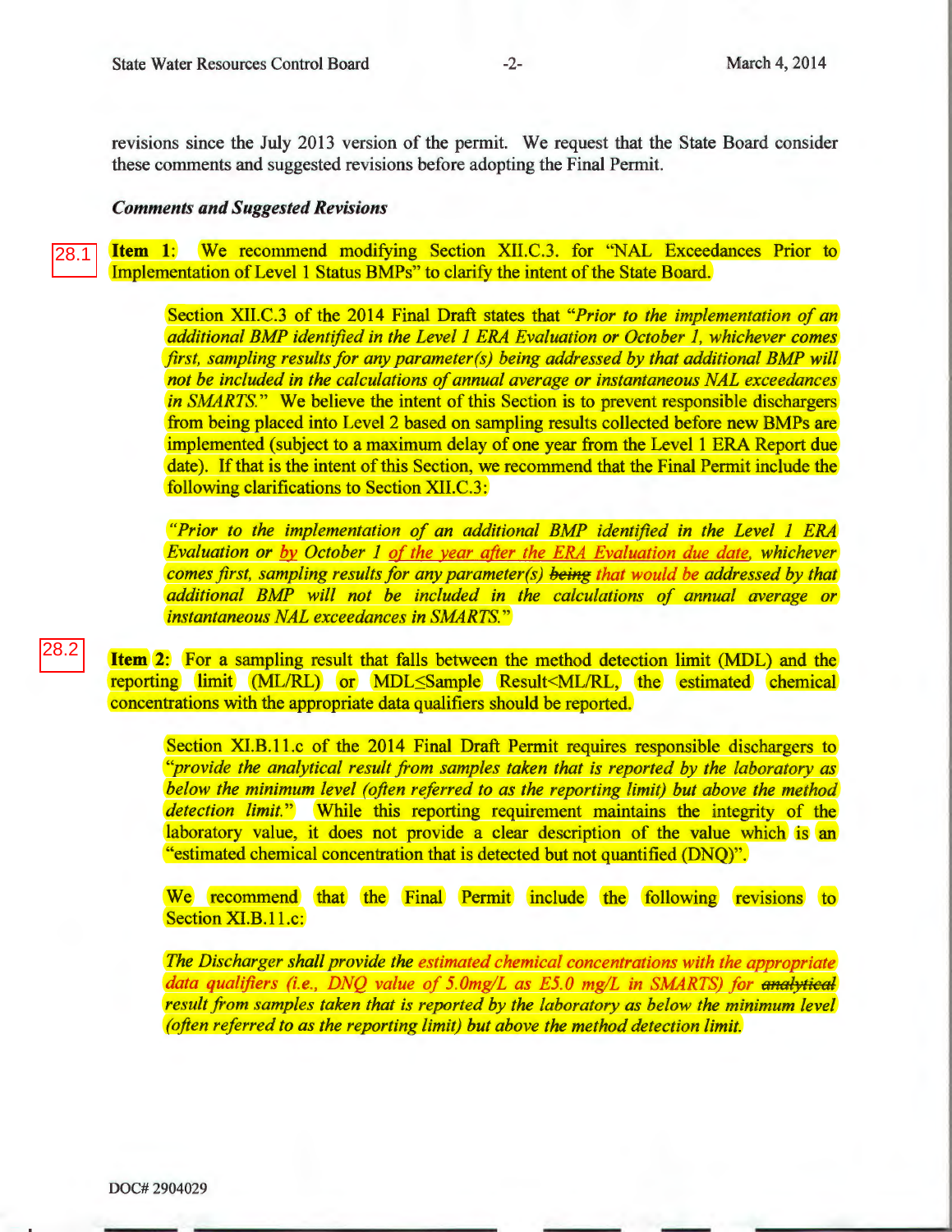revisions since the July 2013 version of the permit. We request that the State Board consider these comments and suggested revisions before adopting the Final Permit.

***Comments and Suggested Revisions***

28.1

**Item 1:** We recommend modifying Section XII.C.3. for "NAL Exceedances Prior to Implementation of Level 1 Status BMPs" to clarify the intent of the State Board.

> Section XII.C.3 of the 2014 Final Draft states that "*Prior to the implementation of an additional BMP identified in the Level 1 ERA Evaluation or October 1, whichever comes first, sampling results for any parameter(s) being addressed by that additional BMP will not be included in the calculations of annual average or instantaneous NAL exceedances in SMARTS.*" We believe the intent of this Section is to prevent responsible dischargers from being placed into Level 2 based on sampling results collected before new BMPs are implemented (subject to a maximum delay of one year from the Level 1 ERA Report due date). If that is the intent of this Section, we recommend that the Final Permit include the following clarifications to Section XII.C.3:
>
> *"Prior to the implementation of an additional BMP identified in the Level 1 ERA Evaluation or by October 1 of the year after the ERA Evaluation due date, whichever comes first, sampling results for any parameter(s) ~~being~~ that would be addressed by that additional BMP will not be included in the calculations of annual average or instantaneous NAL exceedances in SMARTS."*

28.2

**Item 2:** For a sampling result that falls between the method detection limit (MDL) and the reporting limit (ML/RL) or MDL≤Sample Result<ML/RL, the estimated chemical concentrations with the appropriate data qualifiers should be reported.

> Section XI.B.11.c of the 2014 Final Draft Permit requires responsible dischargers to "*provide the analytical result from samples taken that is reported by the laboratory as below the minimum level (often referred to as the reporting limit) but above the method detection limit.*" While this reporting requirement maintains the integrity of the laboratory value, it does not provide a clear description of the value which is an "estimated chemical concentration that is detected but not quantified (DNQ)".
>
> We recommend that the Final Permit include the following revisions to Section XI.B.11.c:
>
> *The Discharger shall provide the estimated chemical concentrations with the appropriate data qualifiers (i.e., DNQ value of 5.0mg/L as E5.0 mg/L in SMARTS) for ~~analytical~~ result from samples taken that is reported by the laboratory as below the minimum level (often referred to as the reporting limit) but above the method detection limit.*

DOC# 2904029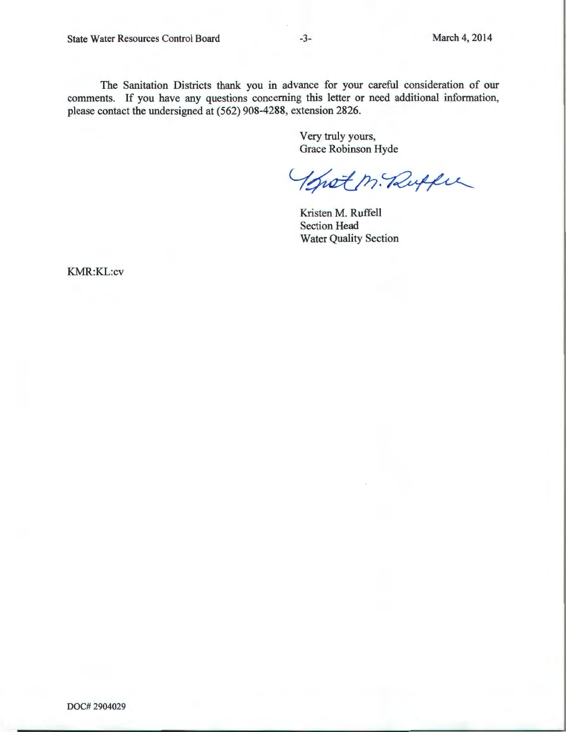The Sanitation Districts thank you in advance for your careful consideration of our comments. If you have any questions concerning this letter or need additional information, please contact the undersigned at (562) 908-4288, extension 2826.

Very truly yours,
Grace Robinson Hyde

Kristen M. Ruffell
Section Head
Water Quality Section

KMR:KL:cv

DOC# 2904029